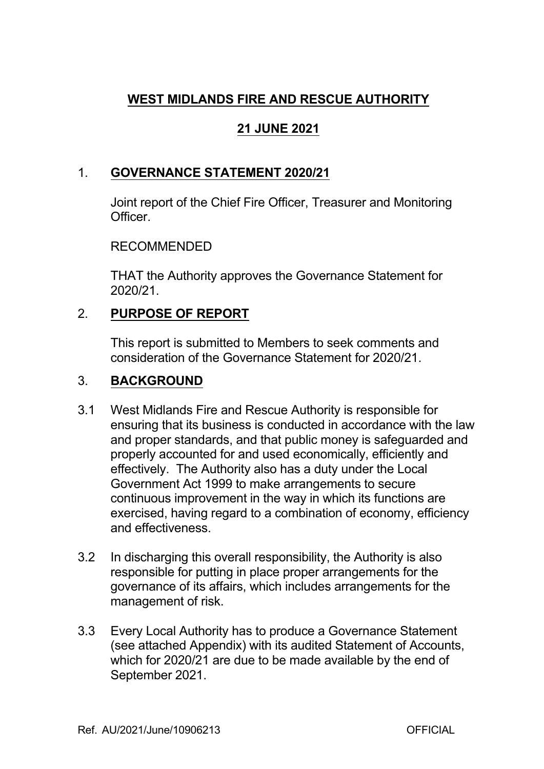# WEST MIDLANDS FIRE AND RESCUE AUTHORITY

## 21 JUNE 2021

## 1. GOVERNANCE STATEMENT 2020/21

Joint report of the Chief Fire Officer, Treasurer and Monitoring Officer.

RECOMMENDED

THAT the Authority approves the Governance Statement for 2020/21.

## 2. PURPOSE OF REPORT

This report is submitted to Members to seek comments and consideration of the Governance Statement for 2020/21.

## 3. BACKGROUND

3.1 West Midlands Fire and Rescue Authority is responsible for ensuring that its business is conducted in accordance with the law and proper standards, and that public money is safeguarded and properly accounted for and used economically, efficiently and effectively. The Authority also has a duty under the Local Government Act 1999 to make arrangements to secure continuous improvement in the way in which its functions are exercised, having regard to a combination of economy, efficiency and effectiveness.

3.2 In discharging this overall responsibility, the Authority is also responsible for putting in place proper arrangements for the governance of its affairs, which includes arrangements for the management of risk.

3.3 Every Local Authority has to produce a Governance Statement (see attached Appendix) with its audited Statement of Accounts, which for 2020/21 are due to be made available by the end of September 2021.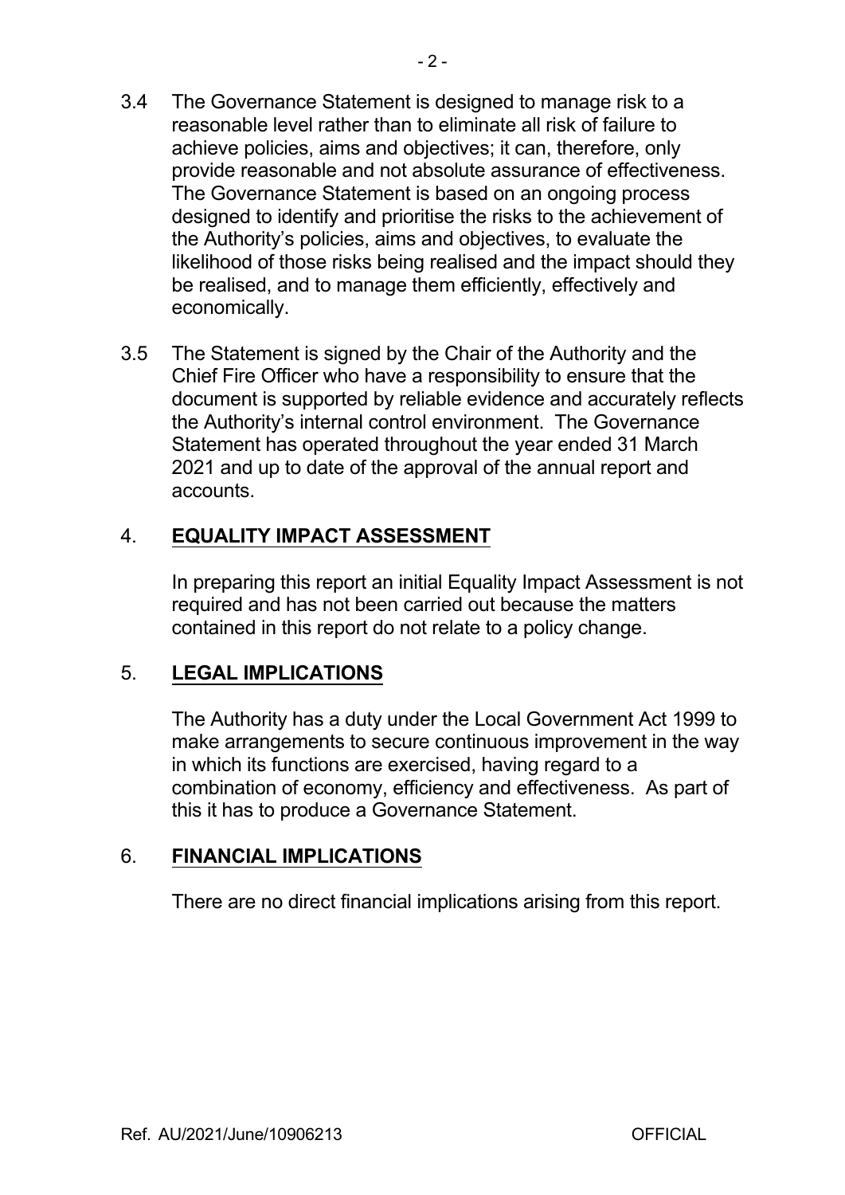3.4 The Governance Statement is designed to manage risk to a reasonable level rather than to eliminate all risk of failure to achieve policies, aims and objectives; it can, therefore, only provide reasonable and not absolute assurance of effectiveness. The Governance Statement is based on an ongoing process designed to identify and prioritise the risks to the achievement of the Authority's policies, aims and objectives, to evaluate the likelihood of those risks being realised and the impact should they be realised, and to manage them efficiently, effectively and economically.

3.5 The Statement is signed by the Chair of the Authority and the Chief Fire Officer who have a responsibility to ensure that the document is supported by reliable evidence and accurately reflects the Authority's internal control environment. The Governance Statement has operated throughout the year ended 31 March 2021 and up to date of the approval of the annual report and accounts.

## 4. EQUALITY IMPACT ASSESSMENT

In preparing this report an initial Equality Impact Assessment is not required and has not been carried out because the matters contained in this report do not relate to a policy change.

## 5. LEGAL IMPLICATIONS

The Authority has a duty under the Local Government Act 1999 to make arrangements to secure continuous improvement in the way in which its functions are exercised, having regard to a combination of economy, efficiency and effectiveness. As part of this it has to produce a Governance Statement.

## 6. FINANCIAL IMPLICATIONS

There are no direct financial implications arising from this report.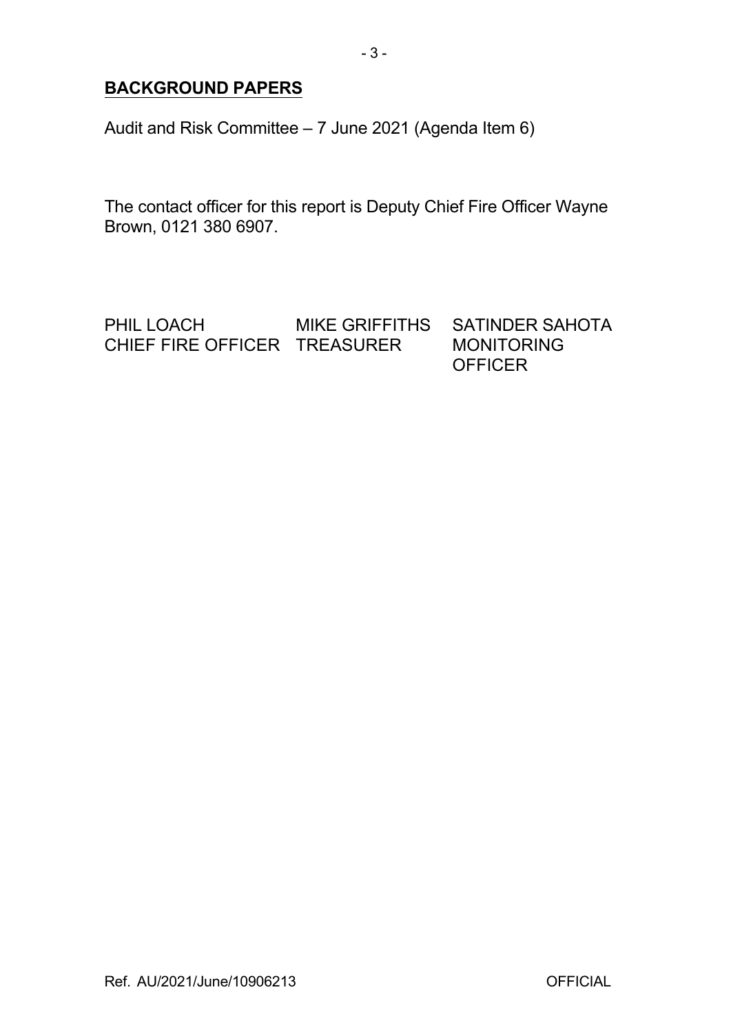## BACKGROUND PAPERS

Audit and Risk Committee – 7 June 2021 (Agenda Item 6)

The contact officer for this report is Deputy Chief Fire Officer Wayne Brown, 0121 380 6907.

| PHIL LOACH | MIKE GRIFFITHS | SATINDER SAHOTA |
| --- | --- | --- |
| CHIEF FIRE OFFICER | TREASURER | MONITORING OFFICER |

Ref. AU/2021/June/10906213 OFFICIAL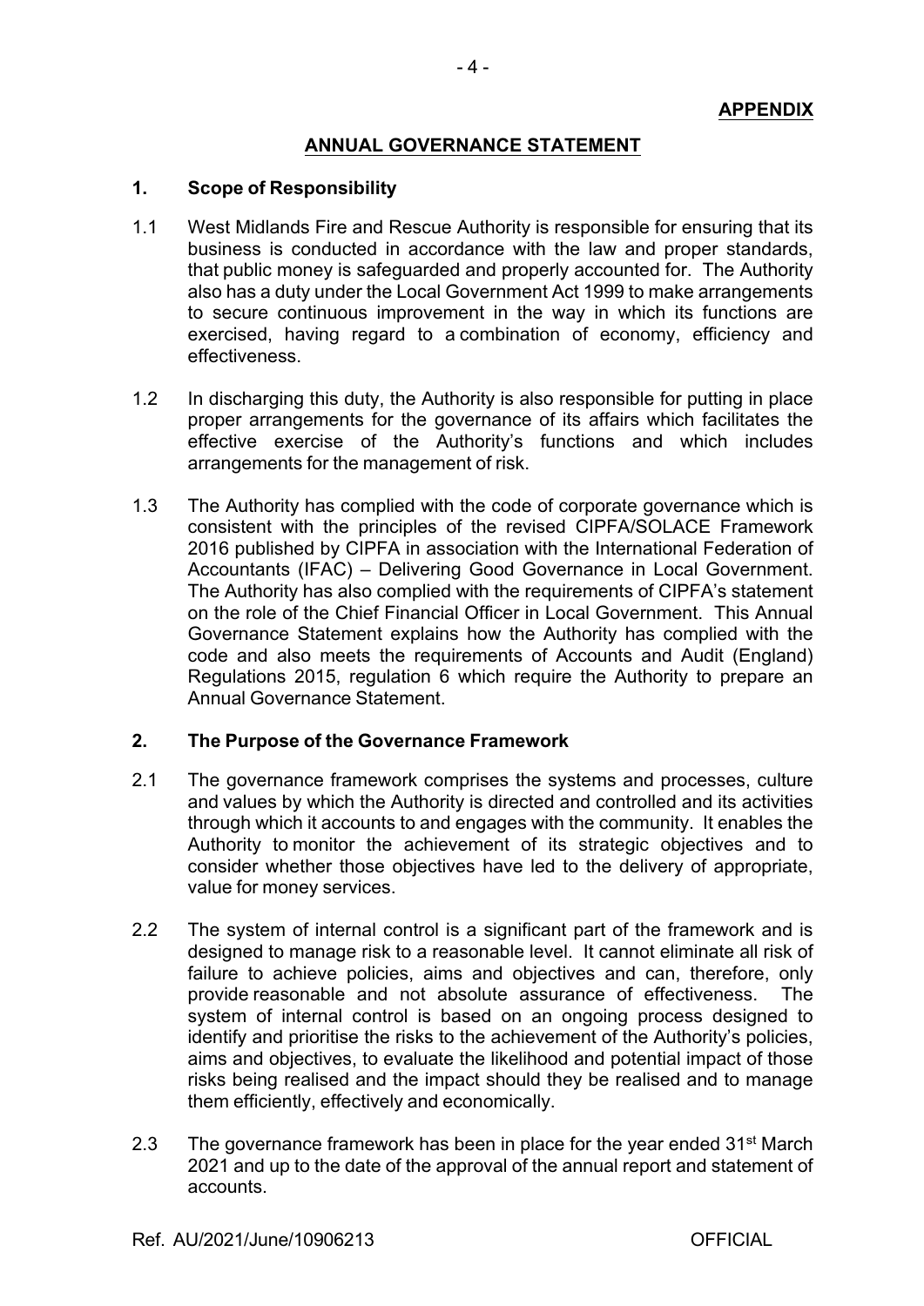**APPENDIX**

## ANNUAL GOVERNANCE STATEMENT

### 1. Scope of Responsibility

1.1 West Midlands Fire and Rescue Authority is responsible for ensuring that its business is conducted in accordance with the law and proper standards, that public money is safeguarded and properly accounted for. The Authority also has a duty under the Local Government Act 1999 to make arrangements to secure continuous improvement in the way in which its functions are exercised, having regard to a combination of economy, efficiency and effectiveness.

1.2 In discharging this duty, the Authority is also responsible for putting in place proper arrangements for the governance of its affairs which facilitates the effective exercise of the Authority's functions and which includes arrangements for the management of risk.

1.3 The Authority has complied with the code of corporate governance which is consistent with the principles of the revised CIPFA/SOLACE Framework 2016 published by CIPFA in association with the International Federation of Accountants (IFAC) – Delivering Good Governance in Local Government. The Authority has also complied with the requirements of CIPFA's statement on the role of the Chief Financial Officer in Local Government. This Annual Governance Statement explains how the Authority has complied with the code and also meets the requirements of Accounts and Audit (England) Regulations 2015, regulation 6 which require the Authority to prepare an Annual Governance Statement.

### 2. The Purpose of the Governance Framework

2.1 The governance framework comprises the systems and processes, culture and values by which the Authority is directed and controlled and its activities through which it accounts to and engages with the community. It enables the Authority to monitor the achievement of its strategic objectives and to consider whether those objectives have led to the delivery of appropriate, value for money services.

2.2 The system of internal control is a significant part of the framework and is designed to manage risk to a reasonable level. It cannot eliminate all risk of failure to achieve policies, aims and objectives and can, therefore, only provide reasonable and not absolute assurance of effectiveness. The system of internal control is based on an ongoing process designed to identify and prioritise the risks to the achievement of the Authority's policies, aims and objectives, to evaluate the likelihood and potential impact of those risks being realised and the impact should they be realised and to manage them efficiently, effectively and economically.

2.3 The governance framework has been in place for the year ended 31st March 2021 and up to the date of the approval of the annual report and statement of accounts.

Ref. AU/2021/June/10906213 OFFICIAL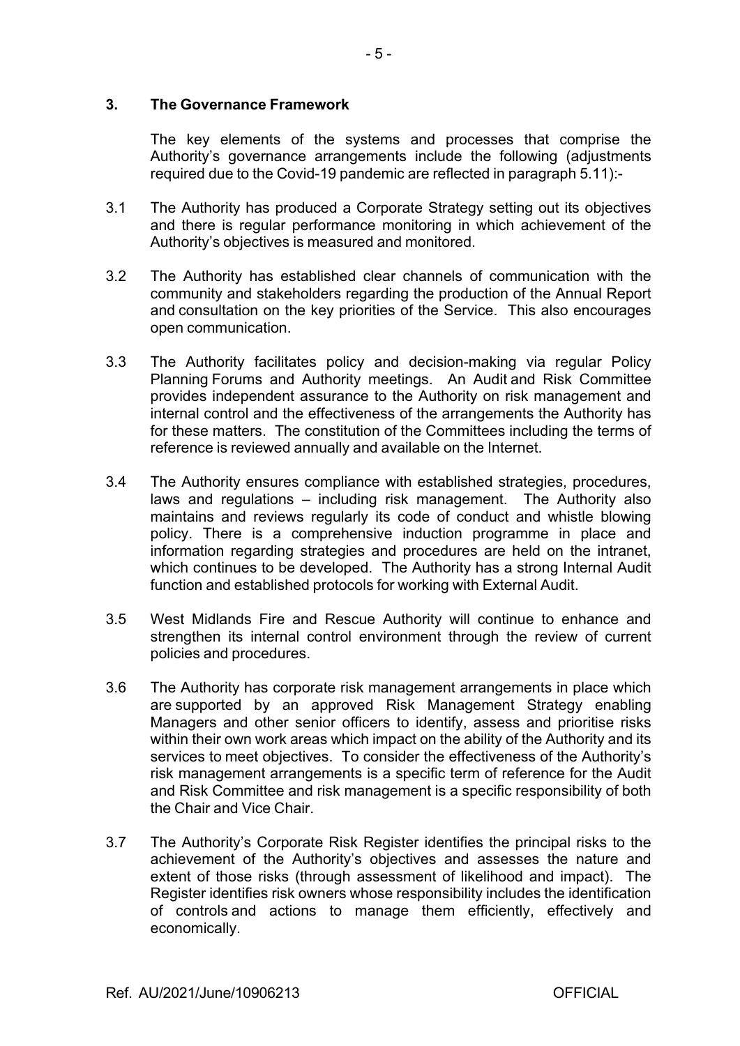## 3. The Governance Framework

The key elements of the systems and processes that comprise the Authority's governance arrangements include the following (adjustments required due to the Covid-19 pandemic are reflected in paragraph 5.11):-

3.1 The Authority has produced a Corporate Strategy setting out its objectives and there is regular performance monitoring in which achievement of the Authority's objectives is measured and monitored.

3.2 The Authority has established clear channels of communication with the community and stakeholders regarding the production of the Annual Report and consultation on the key priorities of the Service. This also encourages open communication.

3.3 The Authority facilitates policy and decision-making via regular Policy Planning Forums and Authority meetings. An Audit and Risk Committee provides independent assurance to the Authority on risk management and internal control and the effectiveness of the arrangements the Authority has for these matters. The constitution of the Committees including the terms of reference is reviewed annually and available on the Internet.

3.4 The Authority ensures compliance with established strategies, procedures, laws and regulations – including risk management. The Authority also maintains and reviews regularly its code of conduct and whistle blowing policy. There is a comprehensive induction programme in place and information regarding strategies and procedures are held on the intranet, which continues to be developed. The Authority has a strong Internal Audit function and established protocols for working with External Audit.

3.5 West Midlands Fire and Rescue Authority will continue to enhance and strengthen its internal control environment through the review of current policies and procedures.

3.6 The Authority has corporate risk management arrangements in place which are supported by an approved Risk Management Strategy enabling Managers and other senior officers to identify, assess and prioritise risks within their own work areas which impact on the ability of the Authority and its services to meet objectives. To consider the effectiveness of the Authority's risk management arrangements is a specific term of reference for the Audit and Risk Committee and risk management is a specific responsibility of both the Chair and Vice Chair.

3.7 The Authority's Corporate Risk Register identifies the principal risks to the achievement of the Authority's objectives and assesses the nature and extent of those risks (through assessment of likelihood and impact). The Register identifies risk owners whose responsibility includes the identification of controls and actions to manage them efficiently, effectively and economically.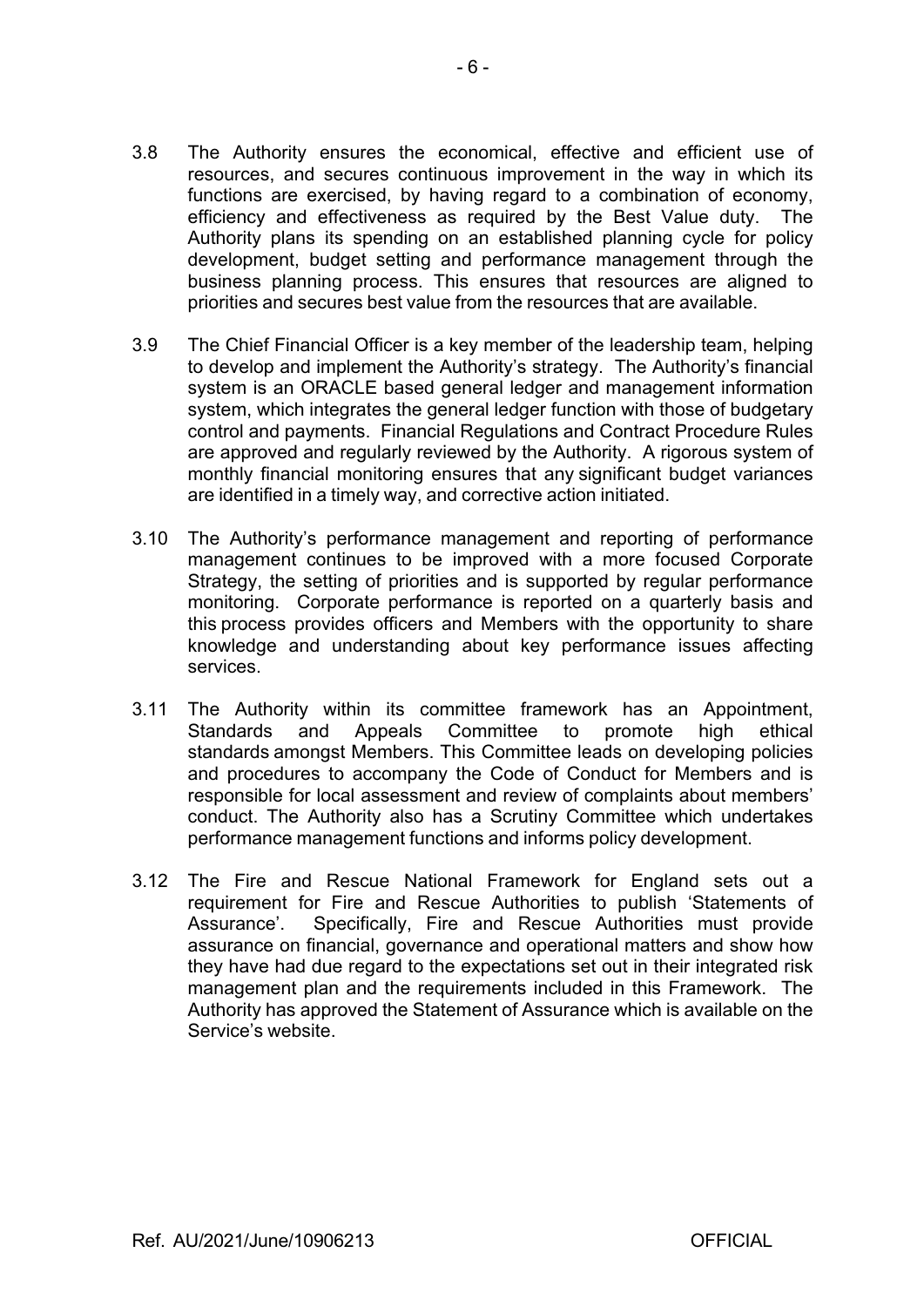3.8 The Authority ensures the economical, effective and efficient use of resources, and secures continuous improvement in the way in which its functions are exercised, by having regard to a combination of economy, efficiency and effectiveness as required by the Best Value duty. The Authority plans its spending on an established planning cycle for policy development, budget setting and performance management through the business planning process. This ensures that resources are aligned to priorities and secures best value from the resources that are available.

3.9 The Chief Financial Officer is a key member of the leadership team, helping to develop and implement the Authority's strategy. The Authority's financial system is an ORACLE based general ledger and management information system, which integrates the general ledger function with those of budgetary control and payments. Financial Regulations and Contract Procedure Rules are approved and regularly reviewed by the Authority. A rigorous system of monthly financial monitoring ensures that any significant budget variances are identified in a timely way, and corrective action initiated.

3.10 The Authority's performance management and reporting of performance management continues to be improved with a more focused Corporate Strategy, the setting of priorities and is supported by regular performance monitoring. Corporate performance is reported on a quarterly basis and this process provides officers and Members with the opportunity to share knowledge and understanding about key performance issues affecting services.

3.11 The Authority within its committee framework has an Appointment, Standards and Appeals Committee to promote high ethical standards amongst Members. This Committee leads on developing policies and procedures to accompany the Code of Conduct for Members and is responsible for local assessment and review of complaints about members' conduct. The Authority also has a Scrutiny Committee which undertakes performance management functions and informs policy development.

3.12 The Fire and Rescue National Framework for England sets out a requirement for Fire and Rescue Authorities to publish 'Statements of Assurance'. Specifically, Fire and Rescue Authorities must provide assurance on financial, governance and operational matters and show how they have had due regard to the expectations set out in their integrated risk management plan and the requirements included in this Framework. The Authority has approved the Statement of Assurance which is available on the Service's website.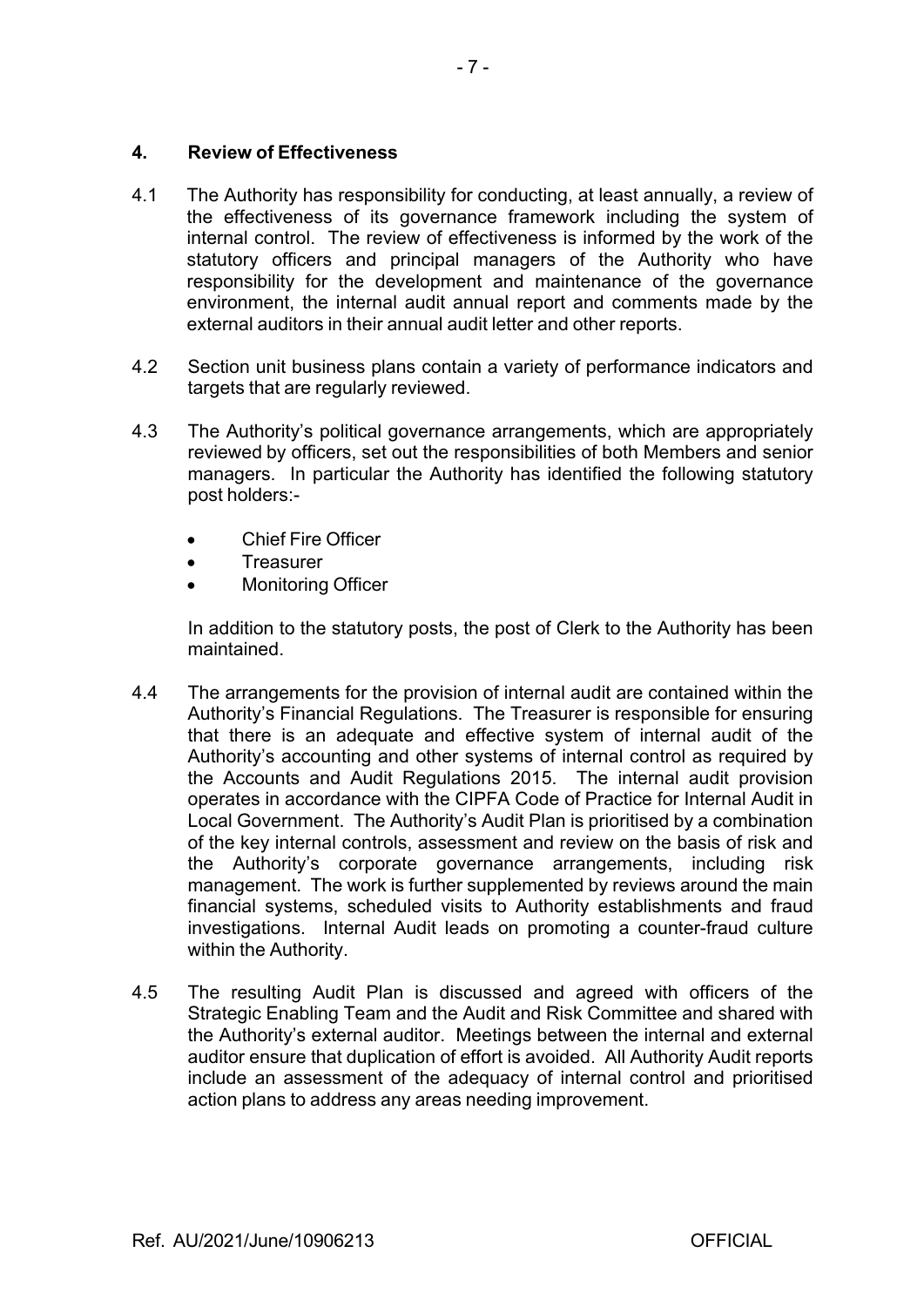## 4. Review of Effectiveness

4.1 The Authority has responsibility for conducting, at least annually, a review of the effectiveness of its governance framework including the system of internal control. The review of effectiveness is informed by the work of the statutory officers and principal managers of the Authority who have responsibility for the development and maintenance of the governance environment, the internal audit annual report and comments made by the external auditors in their annual audit letter and other reports.

4.2 Section unit business plans contain a variety of performance indicators and targets that are regularly reviewed.

4.3 The Authority's political governance arrangements, which are appropriately reviewed by officers, set out the responsibilities of both Members and senior managers. In particular the Authority has identified the following statutory post holders:-

- Chief Fire Officer
- Treasurer
- Monitoring Officer

In addition to the statutory posts, the post of Clerk to the Authority has been maintained.

4.4 The arrangements for the provision of internal audit are contained within the Authority's Financial Regulations. The Treasurer is responsible for ensuring that there is an adequate and effective system of internal audit of the Authority's accounting and other systems of internal control as required by the Accounts and Audit Regulations 2015. The internal audit provision operates in accordance with the CIPFA Code of Practice for Internal Audit in Local Government. The Authority's Audit Plan is prioritised by a combination of the key internal controls, assessment and review on the basis of risk and the Authority's corporate governance arrangements, including risk management. The work is further supplemented by reviews around the main financial systems, scheduled visits to Authority establishments and fraud investigations. Internal Audit leads on promoting a counter-fraud culture within the Authority.

4.5 The resulting Audit Plan is discussed and agreed with officers of the Strategic Enabling Team and the Audit and Risk Committee and shared with the Authority's external auditor. Meetings between the internal and external auditor ensure that duplication of effort is avoided. All Authority Audit reports include an assessment of the adequacy of internal control and prioritised action plans to address any areas needing improvement.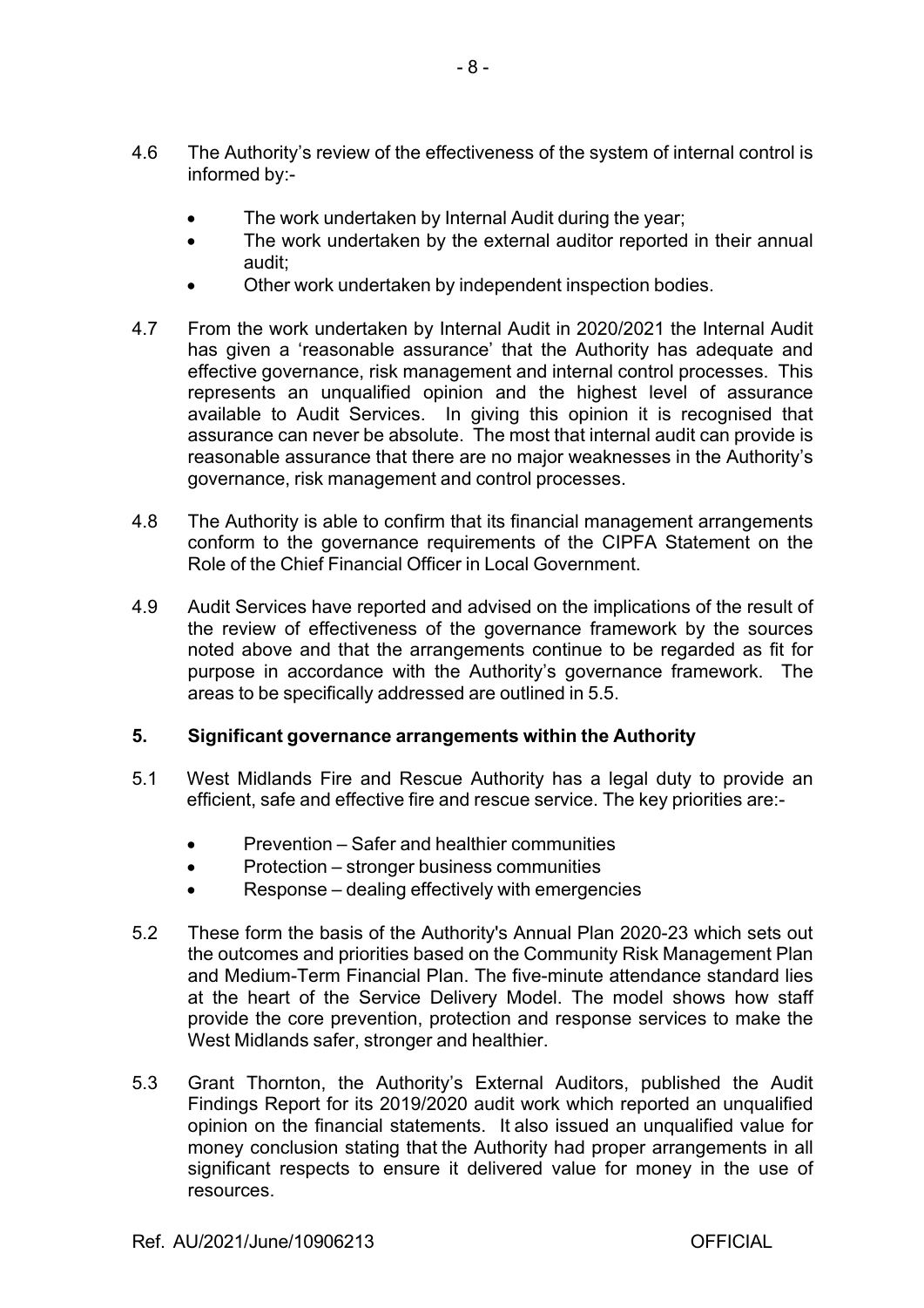4.6 The Authority's review of the effectiveness of the system of internal control is informed by:-

- The work undertaken by Internal Audit during the year;
- The work undertaken by the external auditor reported in their annual audit;
- Other work undertaken by independent inspection bodies.

4.7 From the work undertaken by Internal Audit in 2020/2021 the Internal Audit has given a 'reasonable assurance' that the Authority has adequate and effective governance, risk management and internal control processes. This represents an unqualified opinion and the highest level of assurance available to Audit Services. In giving this opinion it is recognised that assurance can never be absolute. The most that internal audit can provide is reasonable assurance that there are no major weaknesses in the Authority's governance, risk management and control processes.

4.8 The Authority is able to confirm that its financial management arrangements conform to the governance requirements of the CIPFA Statement on the Role of the Chief Financial Officer in Local Government.

4.9 Audit Services have reported and advised on the implications of the result of the review of effectiveness of the governance framework by the sources noted above and that the arrangements continue to be regarded as fit for purpose in accordance with the Authority's governance framework. The areas to be specifically addressed are outlined in 5.5.

## 5. Significant governance arrangements within the Authority

5.1 West Midlands Fire and Rescue Authority has a legal duty to provide an efficient, safe and effective fire and rescue service. The key priorities are:-

- Prevention – Safer and healthier communities
- Protection – stronger business communities
- Response – dealing effectively with emergencies

5.2 These form the basis of the Authority's Annual Plan 2020-23 which sets out the outcomes and priorities based on the Community Risk Management Plan and Medium-Term Financial Plan. The five-minute attendance standard lies at the heart of the Service Delivery Model. The model shows how staff provide the core prevention, protection and response services to make the West Midlands safer, stronger and healthier.

5.3 Grant Thornton, the Authority's External Auditors, published the Audit Findings Report for its 2019/2020 audit work which reported an unqualified opinion on the financial statements. It also issued an unqualified value for money conclusion stating that the Authority had proper arrangements in all significant respects to ensure it delivered value for money in the use of resources.

Ref. AU/2021/June/10906213 OFFICIAL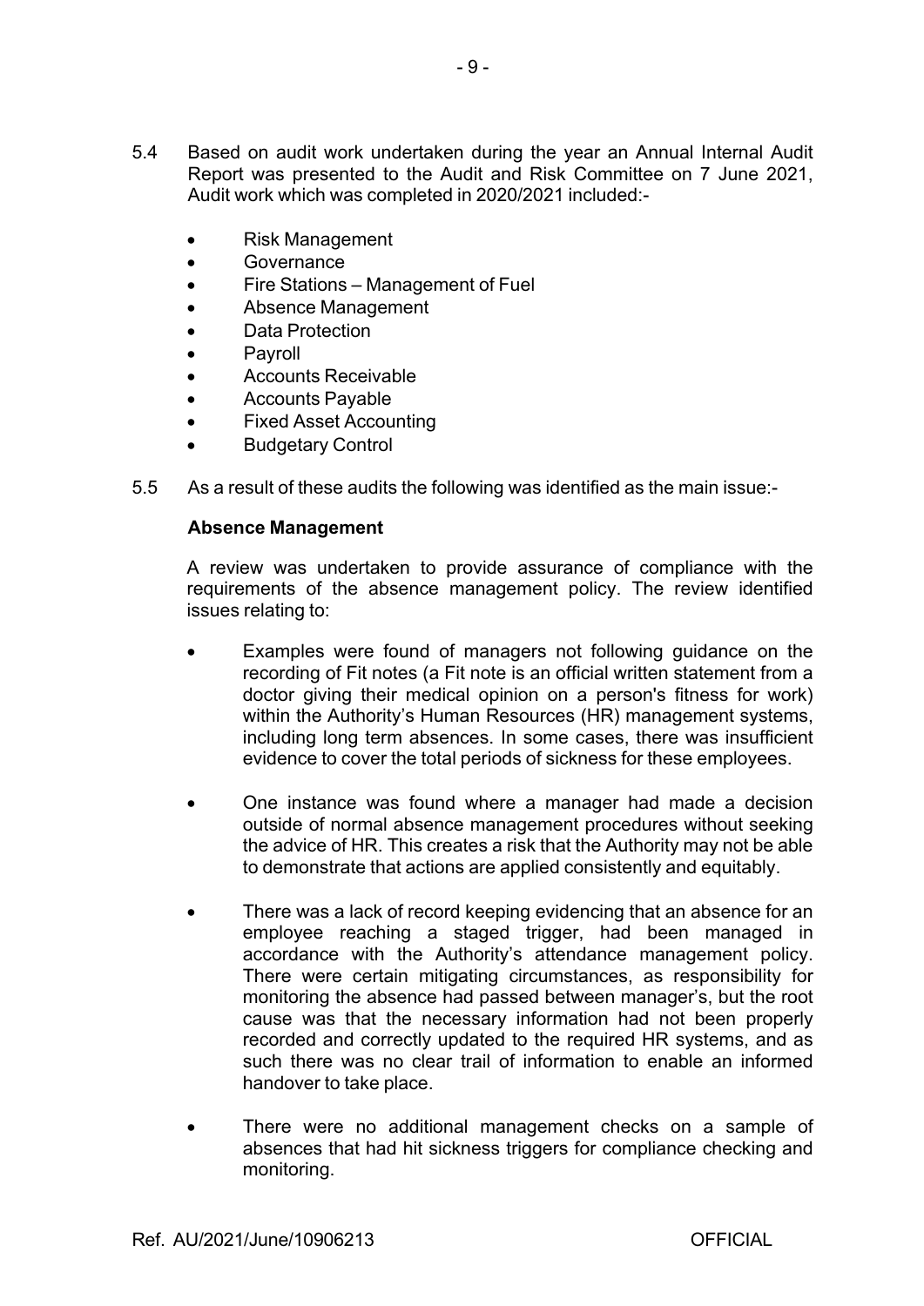5.4 Based on audit work undertaken during the year an Annual Internal Audit Report was presented to the Audit and Risk Committee on 7 June 2021, Audit work which was completed in 2020/2021 included:-

- Risk Management
- Governance
- Fire Stations – Management of Fuel
- Absence Management
- Data Protection
- Payroll
- Accounts Receivable
- Accounts Payable
- Fixed Asset Accounting
- Budgetary Control

5.5 As a result of these audits the following was identified as the main issue:-

**Absence Management**

A review was undertaken to provide assurance of compliance with the requirements of the absence management policy. The review identified issues relating to:

- Examples were found of managers not following guidance on the recording of Fit notes (a Fit note is an official written statement from a doctor giving their medical opinion on a person's fitness for work) within the Authority's Human Resources (HR) management systems, including long term absences. In some cases, there was insufficient evidence to cover the total periods of sickness for these employees.

- One instance was found where a manager had made a decision outside of normal absence management procedures without seeking the advice of HR. This creates a risk that the Authority may not be able to demonstrate that actions are applied consistently and equitably.

- There was a lack of record keeping evidencing that an absence for an employee reaching a staged trigger, had been managed in accordance with the Authority's attendance management policy. There were certain mitigating circumstances, as responsibility for monitoring the absence had passed between manager's, but the root cause was that the necessary information had not been properly recorded and correctly updated to the required HR systems, and as such there was no clear trail of information to enable an informed handover to take place.

- There were no additional management checks on a sample of absences that had hit sickness triggers for compliance checking and monitoring.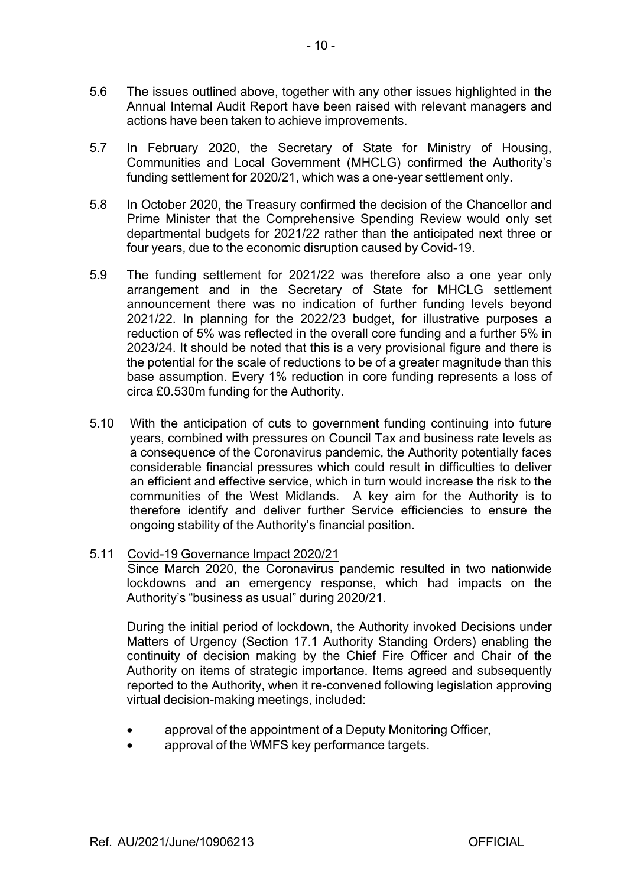5.6 The issues outlined above, together with any other issues highlighted in the Annual Internal Audit Report have been raised with relevant managers and actions have been taken to achieve improvements.

5.7 In February 2020, the Secretary of State for Ministry of Housing, Communities and Local Government (MHCLG) confirmed the Authority's funding settlement for 2020/21, which was a one-year settlement only.

5.8 In October 2020, the Treasury confirmed the decision of the Chancellor and Prime Minister that the Comprehensive Spending Review would only set departmental budgets for 2021/22 rather than the anticipated next three or four years, due to the economic disruption caused by Covid-19.

5.9 The funding settlement for 2021/22 was therefore also a one year only arrangement and in the Secretary of State for MHCLG settlement announcement there was no indication of further funding levels beyond 2021/22. In planning for the 2022/23 budget, for illustrative purposes a reduction of 5% was reflected in the overall core funding and a further 5% in 2023/24. It should be noted that this is a very provisional figure and there is the potential for the scale of reductions to be of a greater magnitude than this base assumption. Every 1% reduction in core funding represents a loss of circa £0.530m funding for the Authority.

5.10 With the anticipation of cuts to government funding continuing into future years, combined with pressures on Council Tax and business rate levels as a consequence of the Coronavirus pandemic, the Authority potentially faces considerable financial pressures which could result in difficulties to deliver an efficient and effective service, which in turn would increase the risk to the communities of the West Midlands. A key aim for the Authority is to therefore identify and deliver further Service efficiencies to ensure the ongoing stability of the Authority's financial position.

5.11 Covid-19 Governance Impact 2020/21

Since March 2020, the Coronavirus pandemic resulted in two nationwide lockdowns and an emergency response, which had impacts on the Authority's "business as usual" during 2020/21.

During the initial period of lockdown, the Authority invoked Decisions under Matters of Urgency (Section 17.1 Authority Standing Orders) enabling the continuity of decision making by the Chief Fire Officer and Chair of the Authority on items of strategic importance. Items agreed and subsequently reported to the Authority, when it re-convened following legislation approving virtual decision-making meetings, included:

- approval of the appointment of a Deputy Monitoring Officer,
- approval of the WMFS key performance targets.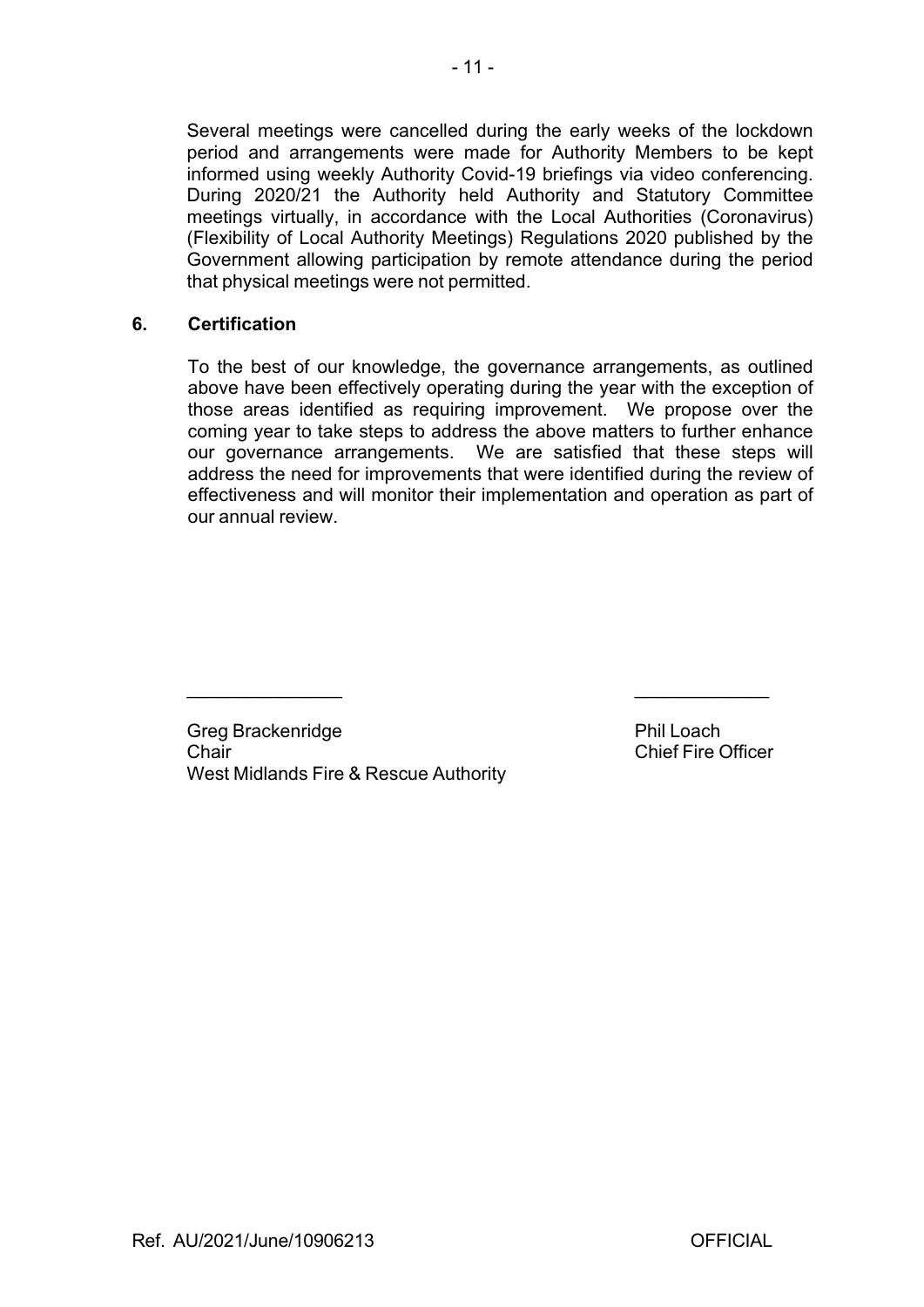Several meetings were cancelled during the early weeks of the lockdown period and arrangements were made for Authority Members to be kept informed using weekly Authority Covid-19 briefings via video conferencing. During 2020/21 the Authority held Authority and Statutory Committee meetings virtually, in accordance with the Local Authorities (Coronavirus) (Flexibility of Local Authority Meetings) Regulations 2020 published by the Government allowing participation by remote attendance during the period that physical meetings were not permitted.

## 6. Certification

To the best of our knowledge, the governance arrangements, as outlined above have been effectively operating during the year with the exception of those areas identified as requiring improvement. We propose over the coming year to take steps to address the above matters to further enhance our governance arrangements. We are satisfied that these steps will address the need for improvements that were identified during the review of effectiveness and will monitor their implementation and operation as part of our annual review.

\_\_\_\_\_\_\_\_\_\_\_\_\_\_\_ \_\_\_\_\_\_\_\_\_\_\_\_\_

Greg Brackenridge
Chair
West Midlands Fire & Rescue Authority

Phil Loach
Chief Fire Officer

Ref. AU/2021/June/10906213

OFFICIAL